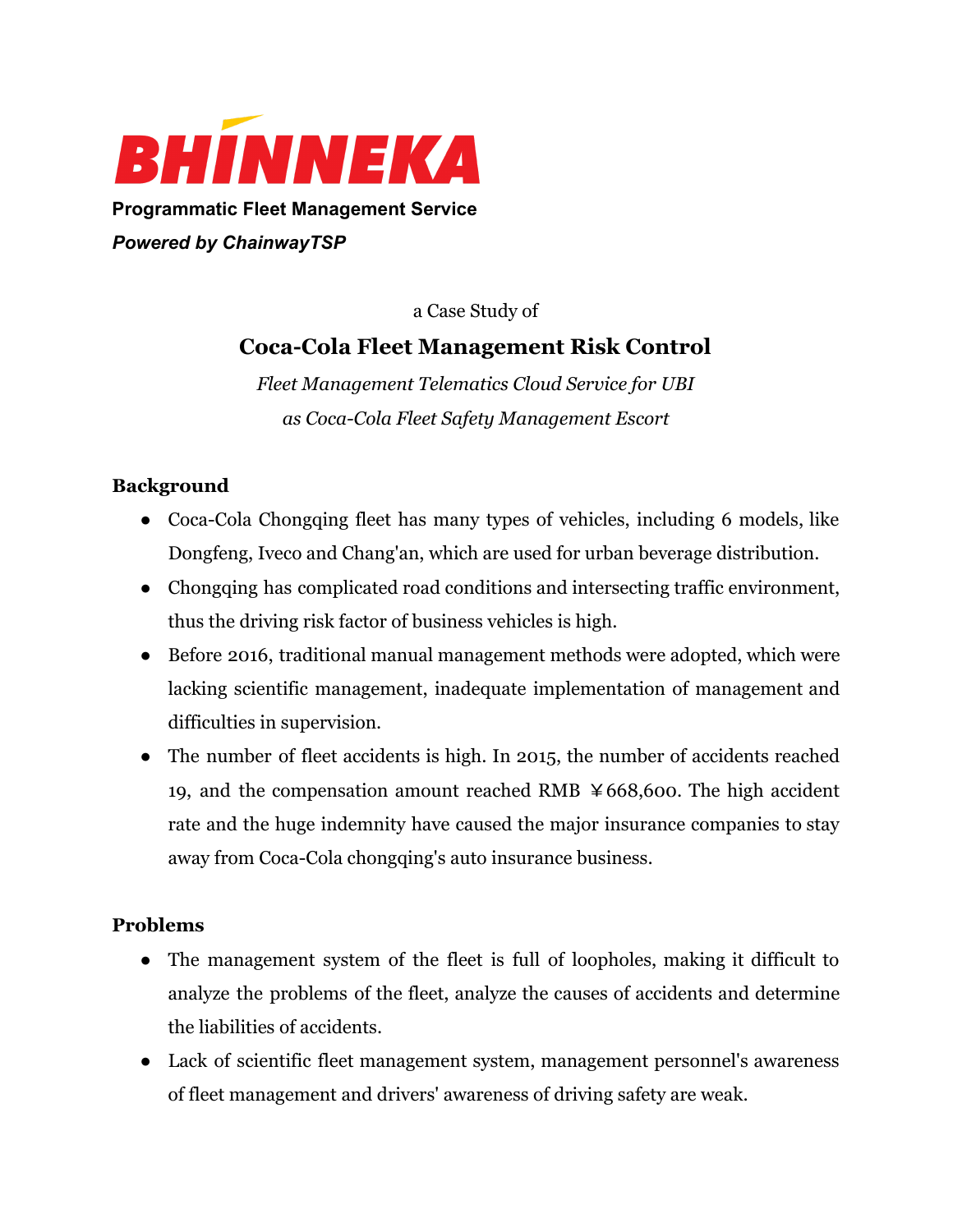# BHINNEKA

**Programmatic Fleet Management Service**

***Powered by ChainwayTSP***

a Case Study of

## Coca-Cola Fleet Management Risk Control

*Fleet Management Telematics Cloud Service for UBI*
*as Coca-Cola Fleet Safety Management Escort*

### Background

- Coca-Cola Chongqing fleet has many types of vehicles, including 6 models, like Dongfeng, Iveco and Chang'an, which are used for urban beverage distribution.
- Chongqing has complicated road conditions and intersecting traffic environment, thus the driving risk factor of business vehicles is high.
- Before 2016, traditional manual management methods were adopted, which were lacking scientific management, inadequate implementation of management and difficulties in supervision.
- The number of fleet accidents is high. In 2015, the number of accidents reached 19, and the compensation amount reached RMB ￥668,600. The high accident rate and the huge indemnity have caused the major insurance companies to stay away from Coca-Cola chongqing's auto insurance business.

### Problems

- The management system of the fleet is full of loopholes, making it difficult to analyze the problems of the fleet, analyze the causes of accidents and determine the liabilities of accidents.
- Lack of scientific fleet management system, management personnel's awareness of fleet management and drivers' awareness of driving safety are weak.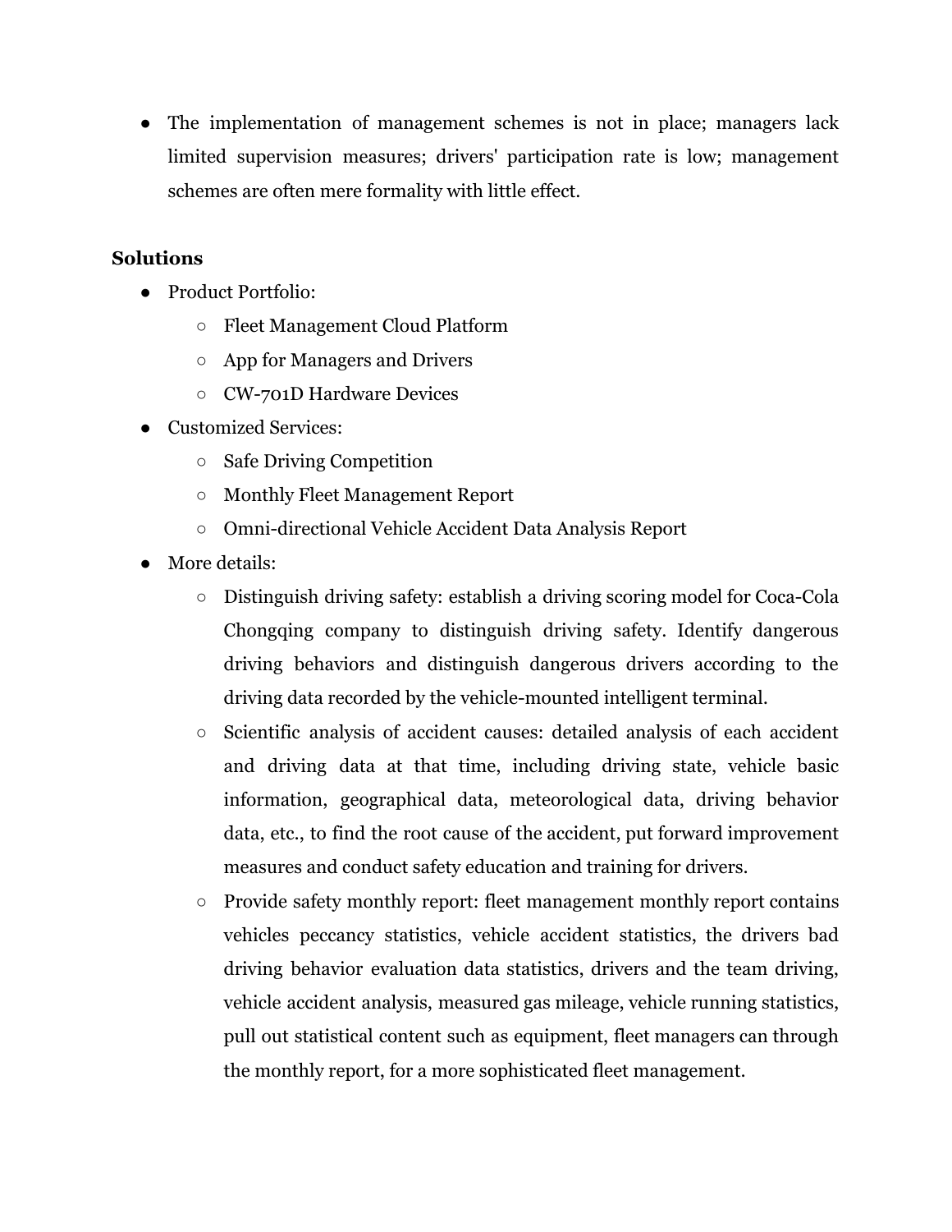- The implementation of management schemes is not in place; managers lack limited supervision measures; drivers' participation rate is low; management schemes are often mere formality with little effect.

**Solutions**

- Product Portfolio:
  - Fleet Management Cloud Platform
  - App for Managers and Drivers
  - CW-701D Hardware Devices
- Customized Services:
  - Safe Driving Competition
  - Monthly Fleet Management Report
  - Omni-directional Vehicle Accident Data Analysis Report
- More details:
  - Distinguish driving safety: establish a driving scoring model for Coca-Cola Chongqing company to distinguish driving safety. Identify dangerous driving behaviors and distinguish dangerous drivers according to the driving data recorded by the vehicle-mounted intelligent terminal.
  - Scientific analysis of accident causes: detailed analysis of each accident and driving data at that time, including driving state, vehicle basic information, geographical data, meteorological data, driving behavior data, etc., to find the root cause of the accident, put forward improvement measures and conduct safety education and training for drivers.
  - Provide safety monthly report: fleet management monthly report contains vehicles peccancy statistics, vehicle accident statistics, the drivers bad driving behavior evaluation data statistics, drivers and the team driving, vehicle accident analysis, measured gas mileage, vehicle running statistics, pull out statistical content such as equipment, fleet managers can through the monthly report, for a more sophisticated fleet management.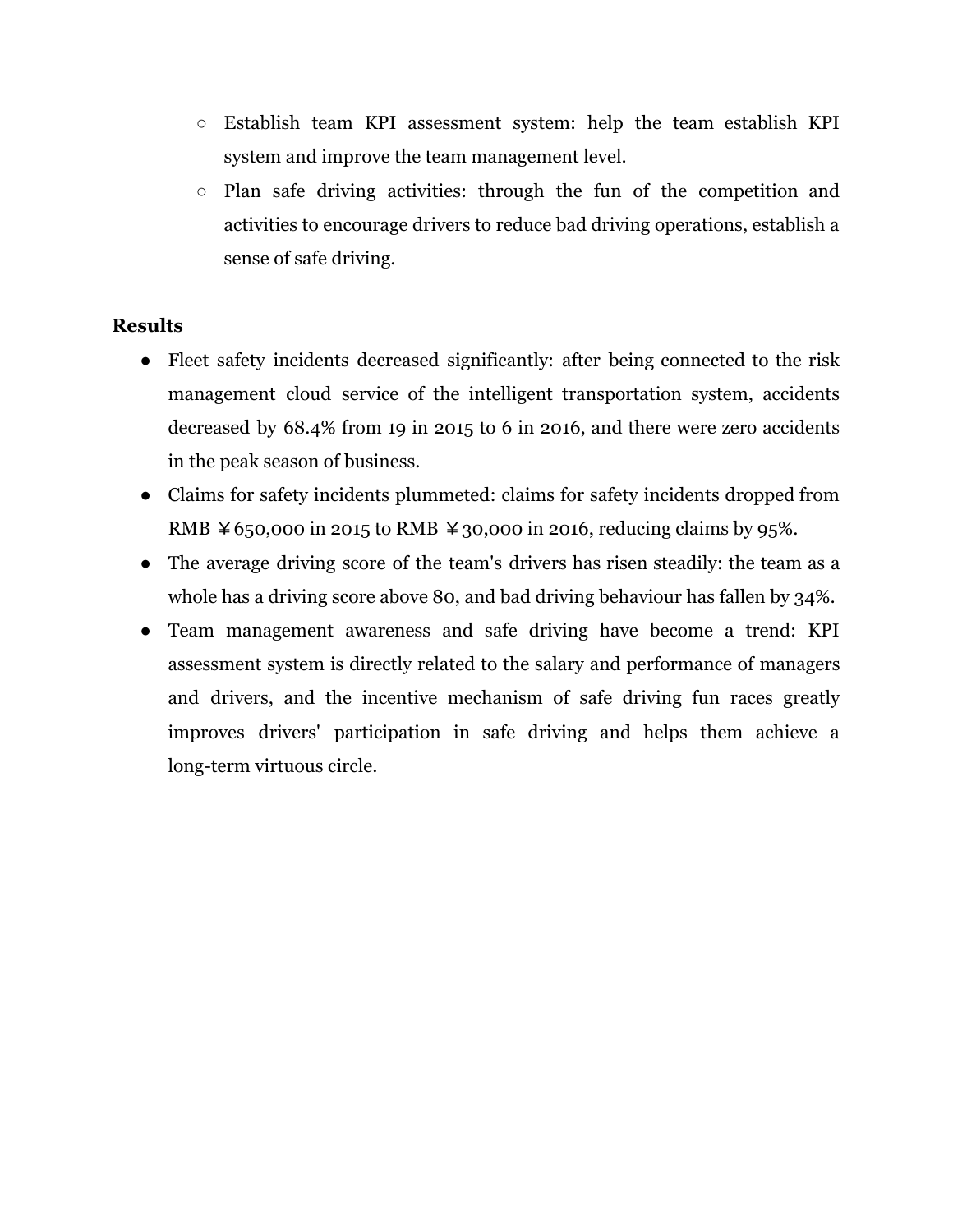- Establish team KPI assessment system: help the team establish KPI system and improve the team management level.
    - Plan safe driving activities: through the fun of the competition and activities to encourage drivers to reduce bad driving operations, establish a sense of safe driving.

**Results**

- Fleet safety incidents decreased significantly: after being connected to the risk management cloud service of the intelligent transportation system, accidents decreased by 68.4% from 19 in 2015 to 6 in 2016, and there were zero accidents in the peak season of business.
- Claims for safety incidents plummeted: claims for safety incidents dropped from RMB ￥650,000 in 2015 to RMB ￥30,000 in 2016, reducing claims by 95%.
- The average driving score of the team's drivers has risen steadily: the team as a whole has a driving score above 80, and bad driving behaviour has fallen by 34%.
- Team management awareness and safe driving have become a trend: KPI assessment system is directly related to the salary and performance of managers and drivers, and the incentive mechanism of safe driving fun races greatly improves drivers' participation in safe driving and helps them achieve a long-term virtuous circle.